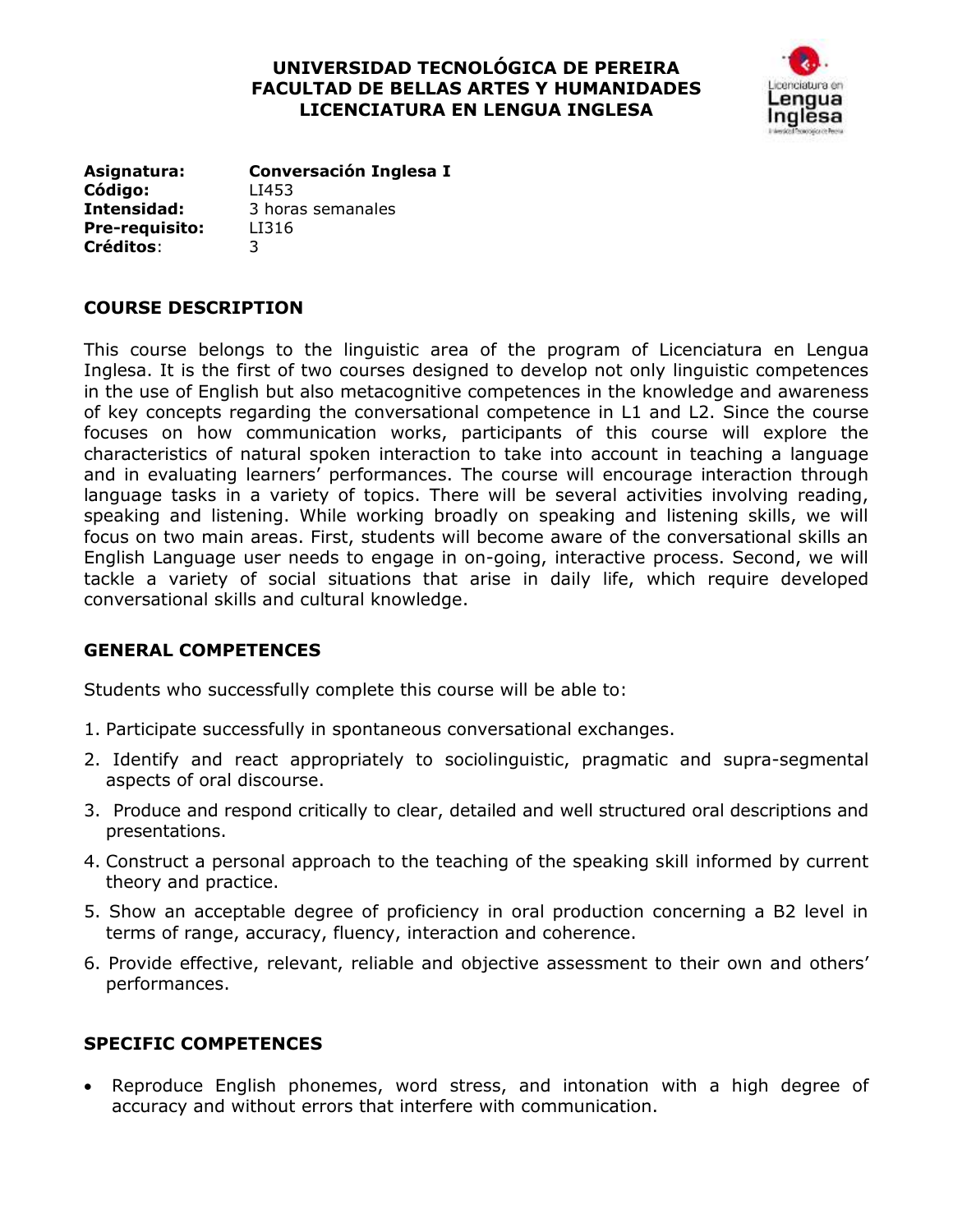**UNIVERSIDAD TECNOLÓGICA DE PEREIRA**
**FACULTAD DE BELLAS ARTES Y HUMANIDADES**
**LICENCIATURA EN LENGUA INGLESA**

**Asignatura:** **Conversación Inglesa I**
**Código:** LI453
**Intensidad:** 3 horas semanales
**Pre-requisito:** LI316
**Créditos**: 3

## COURSE DESCRIPTION

This course belongs to the linguistic area of the program of Licenciatura en Lengua Inglesa. It is the first of two courses designed to develop not only linguistic competences in the use of English but also metacognitive competences in the knowledge and awareness of key concepts regarding the conversational competence in L1 and L2. Since the course focuses on how communication works, participants of this course will explore the characteristics of natural spoken interaction to take into account in teaching a language and in evaluating learners' performances. The course will encourage interaction through language tasks in a variety of topics. There will be several activities involving reading, speaking and listening. While working broadly on speaking and listening skills, we will focus on two main areas. First, students will become aware of the conversational skills an English Language user needs to engage in on-going, interactive process. Second, we will tackle a variety of social situations that arise in daily life, which require developed conversational skills and cultural knowledge.

## GENERAL COMPETENCES

Students who successfully complete this course will be able to:

1. Participate successfully in spontaneous conversational exchanges.
2. Identify and react appropriately to sociolinguistic, pragmatic and supra-segmental aspects of oral discourse.
3. Produce and respond critically to clear, detailed and well structured oral descriptions and presentations.
4. Construct a personal approach to the teaching of the speaking skill informed by current theory and practice.
5. Show an acceptable degree of proficiency in oral production concerning a B2 level in terms of range, accuracy, fluency, interaction and coherence.
6. Provide effective, relevant, reliable and objective assessment to their own and others' performances.

## SPECIFIC COMPETENCES

- Reproduce English phonemes, word stress, and intonation with a high degree of accuracy and without errors that interfere with communication.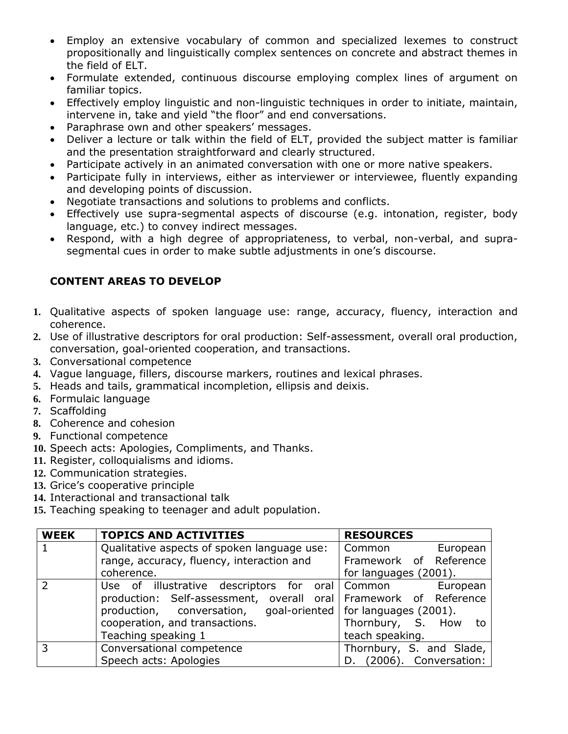- Employ an extensive vocabulary of common and specialized lexemes to construct propositionally and linguistically complex sentences on concrete and abstract themes in the field of ELT.
- Formulate extended, continuous discourse employing complex lines of argument on familiar topics.
- Effectively employ linguistic and non-linguistic techniques in order to initiate, maintain, intervene in, take and yield "the floor" and end conversations.
- Paraphrase own and other speakers' messages.
- Deliver a lecture or talk within the field of ELT, provided the subject matter is familiar and the presentation straightforward and clearly structured.
- Participate actively in an animated conversation with one or more native speakers.
- Participate fully in interviews, either as interviewer or interviewee, fluently expanding and developing points of discussion.
- Negotiate transactions and solutions to problems and conflicts.
- Effectively use supra-segmental aspects of discourse (e.g. intonation, register, body language, etc.) to convey indirect messages.
- Respond, with a high degree of appropriateness, to verbal, non-verbal, and supra-segmental cues in order to make subtle adjustments in one's discourse.

## CONTENT AREAS TO DEVELOP

1. Qualitative aspects of spoken language use: range, accuracy, fluency, interaction and coherence.
2. Use of illustrative descriptors for oral production: Self-assessment, overall oral production, conversation, goal-oriented cooperation, and transactions.
3. Conversational competence
4. Vague language, fillers, discourse markers, routines and lexical phrases.
5. Heads and tails, grammatical incompletion, ellipsis and deixis.
6. Formulaic language
7. Scaffolding
8. Coherence and cohesion
9. Functional competence
10. Speech acts: Apologies, Compliments, and Thanks.
11. Register, colloquialisms and idioms.
12. Communication strategies.
13. Grice's cooperative principle
14. Interactional and transactional talk
15. Teaching speaking to teenager and adult population.

| WEEK | TOPICS AND ACTIVITIES | RESOURCES |
|---|---|---|
| 1 | Qualitative aspects of spoken language use: range, accuracy, fluency, interaction and coherence. | Common European Framework of Reference for languages (2001). |
| 2 | Use of illustrative descriptors for oral production: Self-assessment, overall oral production, conversation, goal-oriented cooperation, and transactions.<br>Teaching speaking 1 | Common European Framework of Reference for languages (2001).<br>Thornbury, S. How to teach speaking. |
| 3 | Conversational competence<br>Speech acts: Apologies | Thornbury, S. and Slade, D. (2006). Conversation: |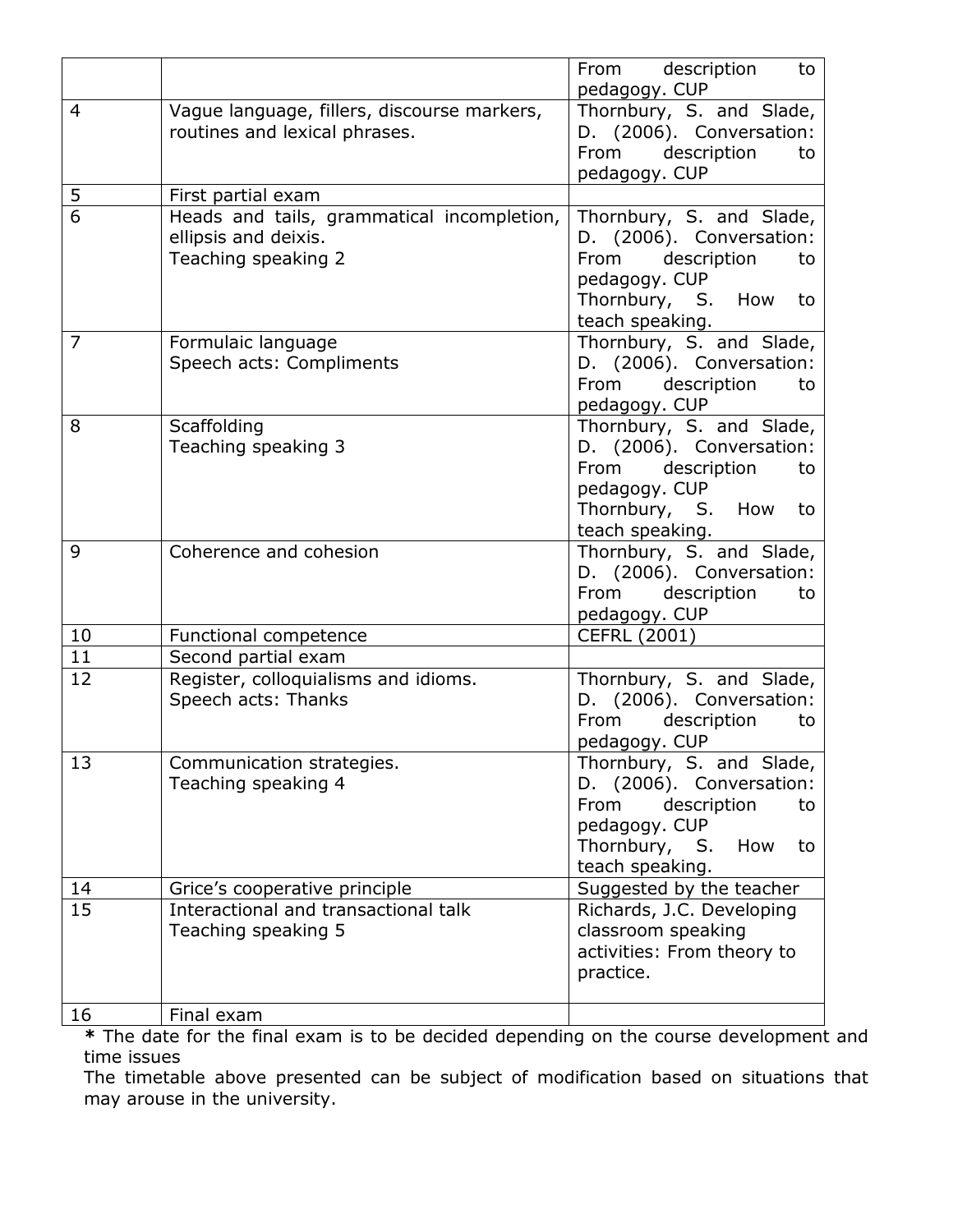| | | |
|---|---|---|
| | | From description to pedagogy. CUP |
| 4 | Vague language, fillers, discourse markers, routines and lexical phrases. | Thornbury, S. and Slade, D. (2006). Conversation: From description to pedagogy. CUP |
| 5 | First partial exam | |
| 6 | Heads and tails, grammatical incompletion, ellipsis and deixis.<br>Teaching speaking 2 | Thornbury, S. and Slade, D. (2006). Conversation: From description to pedagogy. CUP<br>Thornbury, S. How to teach speaking. |
| 7 | Formulaic language<br>Speech acts: Compliments | Thornbury, S. and Slade, D. (2006). Conversation: From description to pedagogy. CUP |
| 8 | Scaffolding<br>Teaching speaking 3 | Thornbury, S. and Slade, D. (2006). Conversation: From description to pedagogy. CUP<br>Thornbury, S. How to teach speaking. |
| 9 | Coherence and cohesion | Thornbury, S. and Slade, D. (2006). Conversation: From description to pedagogy. CUP |
| 10 | Functional competence | CEFRL (2001) |
| 11 | Second partial exam | |
| 12 | Register, colloquialisms and idioms.<br>Speech acts: Thanks | Thornbury, S. and Slade, D. (2006). Conversation: From description to pedagogy. CUP |
| 13 | Communication strategies.<br>Teaching speaking 4 | Thornbury, S. and Slade, D. (2006). Conversation: From description to pedagogy. CUP<br>Thornbury, S. How to teach speaking. |
| 14 | Grice's cooperative principle | Suggested by the teacher |
| 15 | Interactional and transactional talk<br>Teaching speaking 5 | Richards, J.C. Developing classroom speaking activities: From theory to practice. |
| 16 | Final exam | |

**\*** The date for the final exam is to be decided depending on the course development and time issues

The timetable above presented can be subject of modification based on situations that may arouse in the university.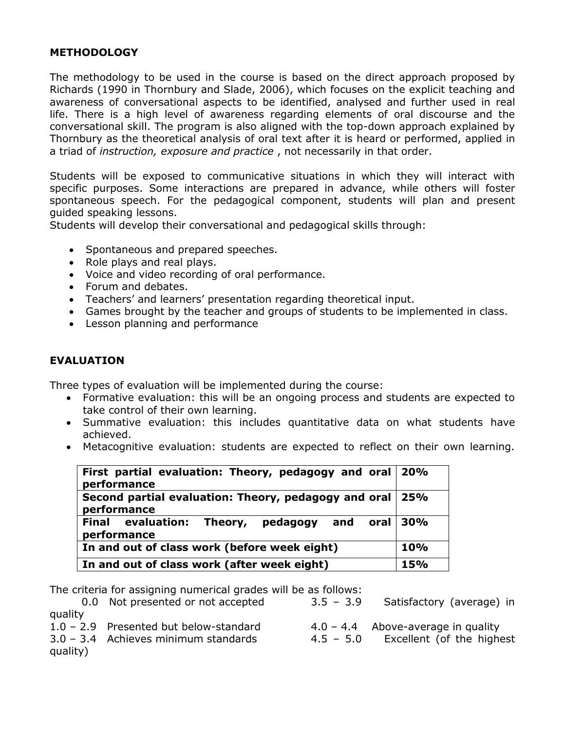**METHODOLOGY**

The methodology to be used in the course is based on the direct approach proposed by Richards (1990 in Thornbury and Slade, 2006), which focuses on the explicit teaching and awareness of conversational aspects to be identified, analysed and further used in real life. There is a high level of awareness regarding elements of oral discourse and the conversational skill. The program is also aligned with the top-down approach explained by Thornbury as the theoretical analysis of oral text after it is heard or performed, applied in a triad of *instruction, exposure and practice* , not necessarily in that order.

Students will be exposed to communicative situations in which they will interact with specific purposes. Some interactions are prepared in advance, while others will foster spontaneous speech. For the pedagogical component, students will plan and present guided speaking lessons.
Students will develop their conversational and pedagogical skills through:

- Spontaneous and prepared speeches.
- Role plays and real plays.
- Voice and video recording of oral performance.
- Forum and debates.
- Teachers' and learners' presentation regarding theoretical input.
- Games brought by the teacher and groups of students to be implemented in class.
- Lesson planning and performance

**EVALUATION**

Three types of evaluation will be implemented during the course:

- Formative evaluation: this will be an ongoing process and students are expected to take control of their own learning.
- Summative evaluation: this includes quantitative data on what students have achieved.
- Metacognitive evaluation: students are expected to reflect on their own learning.

| **First partial evaluation: Theory, pedagogy and oral performance** | **20%** |
|---|---|
| **Second partial evaluation: Theory, pedagogy and oral performance** | **25%** |
| **Final evaluation: Theory, pedagogy and oral performance** | **30%** |
| **In and out of class work (before week eight)** | **10%** |
| **In and out of class work (after week eight)** | **15%** |

The criteria for assigning numerical grades will be as follows:

- 0.0 Not presented or not accepted
- 1.0 – 2.9 Presented but below-standard
- 3.0 – 3.4 Achieves minimum standards
- 3.5 – 3.9 Satisfactory (average) in quality
- 4.0 – 4.4 Above-average in quality
- 4.5 – 5.0 Excellent (of the highest quality)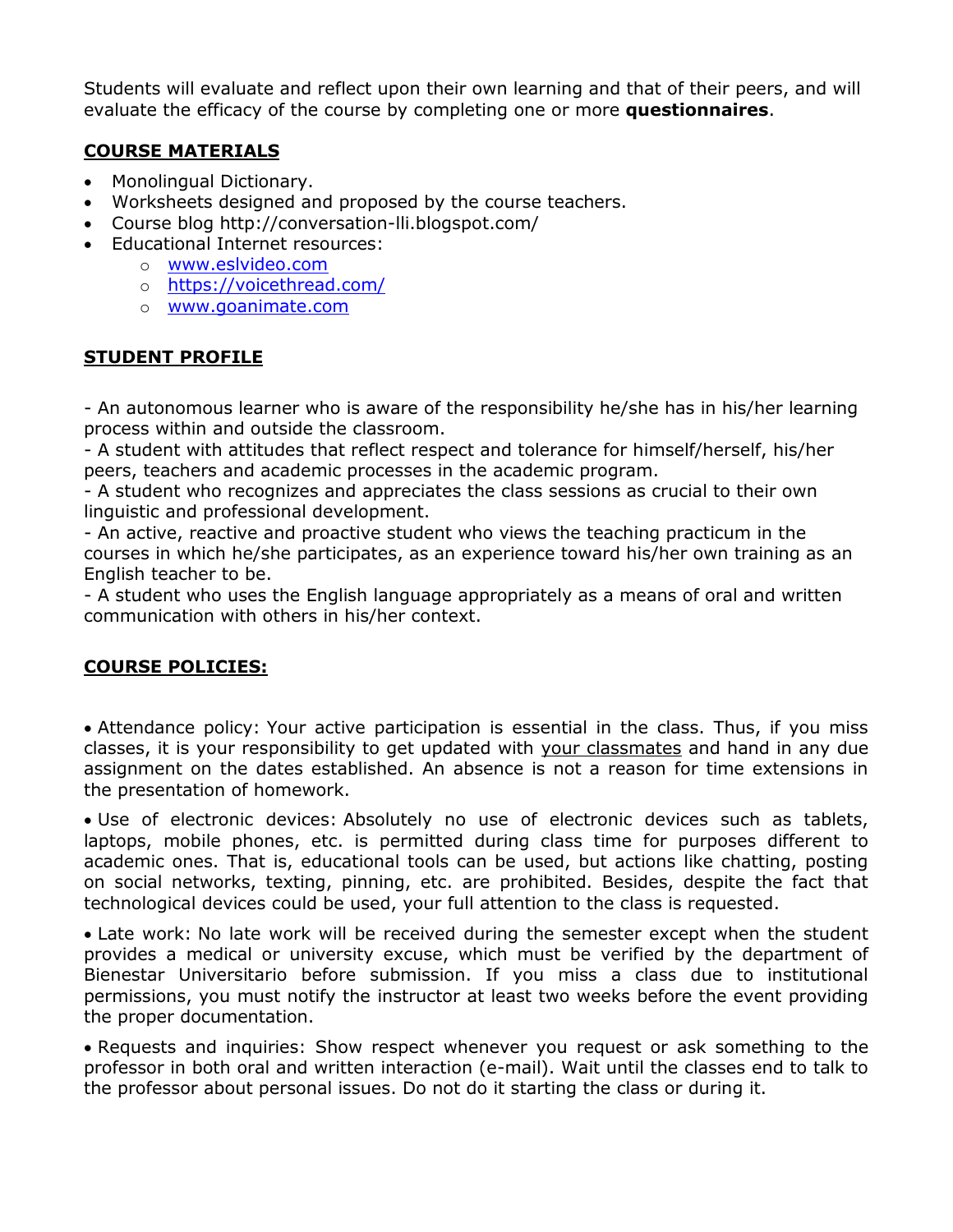Students will evaluate and reflect upon their own learning and that of their peers, and will evaluate the efficacy of the course by completing one or more **questionnaires**.

## COURSE MATERIALS

- Monolingual Dictionary.
- Worksheets designed and proposed by the course teachers.
- Course blog http://conversation-lli.blogspot.com/
- Educational Internet resources:
  - www.eslvideo.com
  - https://voicethread.com/
  - www.goanimate.com

## STUDENT PROFILE

- An autonomous learner who is aware of the responsibility he/she has in his/her learning process within and outside the classroom.
- A student with attitudes that reflect respect and tolerance for himself/herself, his/her peers, teachers and academic processes in the academic program.
- A student who recognizes and appreciates the class sessions as crucial to their own linguistic and professional development.
- An active, reactive and proactive student who views the teaching practicum in the courses in which he/she participates, as an experience toward his/her own training as an English teacher to be.
- A student who uses the English language appropriately as a means of oral and written communication with others in his/her context.

## COURSE POLICIES:

- Attendance policy: Your active participation is essential in the class. Thus, if you miss classes, it is your responsibility to get updated with your classmates and hand in any due assignment on the dates established. An absence is not a reason for time extensions in the presentation of homework.
- Use of electronic devices: Absolutely no use of electronic devices such as tablets, laptops, mobile phones, etc. is permitted during class time for purposes different to academic ones. That is, educational tools can be used, but actions like chatting, posting on social networks, texting, pinning, etc. are prohibited. Besides, despite the fact that technological devices could be used, your full attention to the class is requested.
- Late work: No late work will be received during the semester except when the student provides a medical or university excuse, which must be verified by the department of Bienestar Universitario before submission. If you miss a class due to institutional permissions, you must notify the instructor at least two weeks before the event providing the proper documentation.
- Requests and inquiries: Show respect whenever you request or ask something to the professor in both oral and written interaction (e-mail). Wait until the classes end to talk to the professor about personal issues. Do not do it starting the class or during it.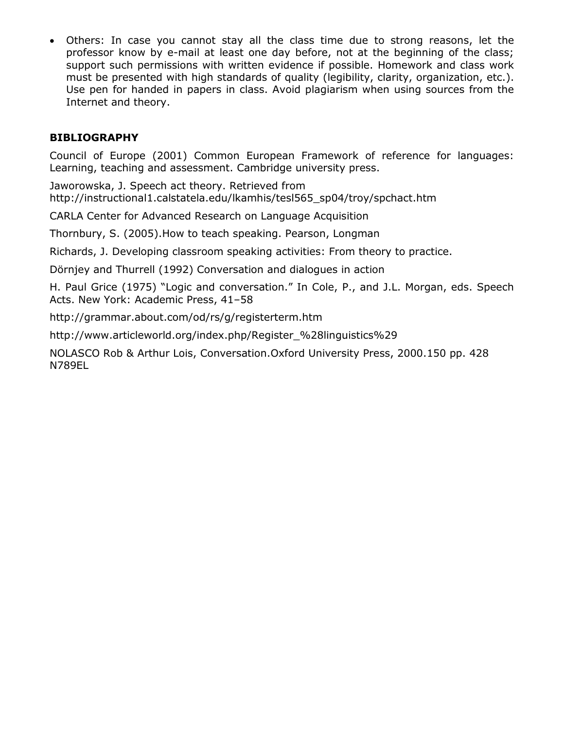- Others: In case you cannot stay all the class time due to strong reasons, let the professor know by e-mail at least one day before, not at the beginning of the class; support such permissions with written evidence if possible. Homework and class work must be presented with high standards of quality (legibility, clarity, organization, etc.). Use pen for handed in papers in class. Avoid plagiarism when using sources from the Internet and theory.

**BIBLIOGRAPHY**

Council of Europe (2001) Common European Framework of reference for languages: Learning, teaching and assessment. Cambridge university press.

Jaworowska, J. Speech act theory. Retrieved from http://instructional1.calstatela.edu/lkamhis/tesl565_sp04/troy/spchact.htm

CARLA Center for Advanced Research on Language Acquisition

Thornbury, S. (2005).How to teach speaking. Pearson, Longman

Richards, J. Developing classroom speaking activities: From theory to practice.

Dörnjey and Thurrell (1992) Conversation and dialogues in action

H. Paul Grice (1975) "Logic and conversation." In Cole, P., and J.L. Morgan, eds. Speech Acts. New York: Academic Press, 41–58

http://grammar.about.com/od/rs/g/registerterm.htm

http://www.articleworld.org/index.php/Register_%28linguistics%29

NOLASCO Rob & Arthur Lois, Conversation.Oxford University Press, 2000.150 pp. 428 N789EL